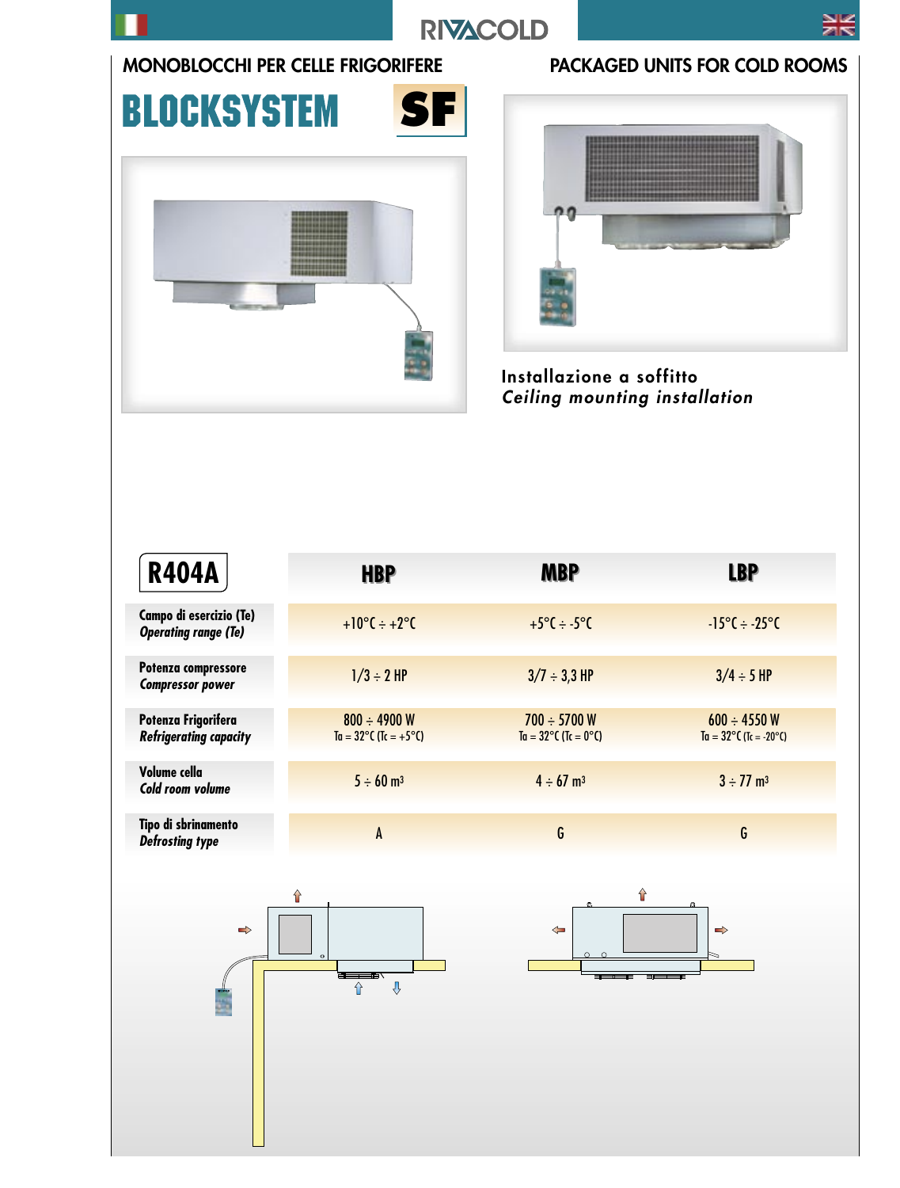## MONOBLOCCHI PER CELLE FRIGORIFERE

## PACKAGED UNITS FOR COLD ROOMS

# BLOCKSYSTEM SF

Installazione a soffitto
*Ceiling mounting installation*

| R404A | HBP | MBP | LBP |
|---|---|---|---|
| Campo di esercizio (Te) *Operating range (Te)* | +10°C ÷ +2°C | +5°C ÷ -5°C | -15°C ÷ -25°C |
| Potenza compressore *Compressor power* | 1/3 ÷ 2 HP | 3/7 ÷ 3,3 HP | 3/4 ÷ 5 HP |
| Potenza Frigorifera *Refrigerating capacity* | 800 ÷ 4900 W Ta = 32°C (Tc = +5°C) | 700 ÷ 5700 W Ta = 32°C (Tc = 0°C) | 600 ÷ 4550 W Ta = 32°C (Tc = -20°C) |
| Volume cella *Cold room volume* | 5 ÷ 60 $m^3$ | 4 ÷ 67 $m^3$ | 3 ÷ 77 $m^3$ |
| Tipo di sbrinamento *Defrosting type* | A | G | G |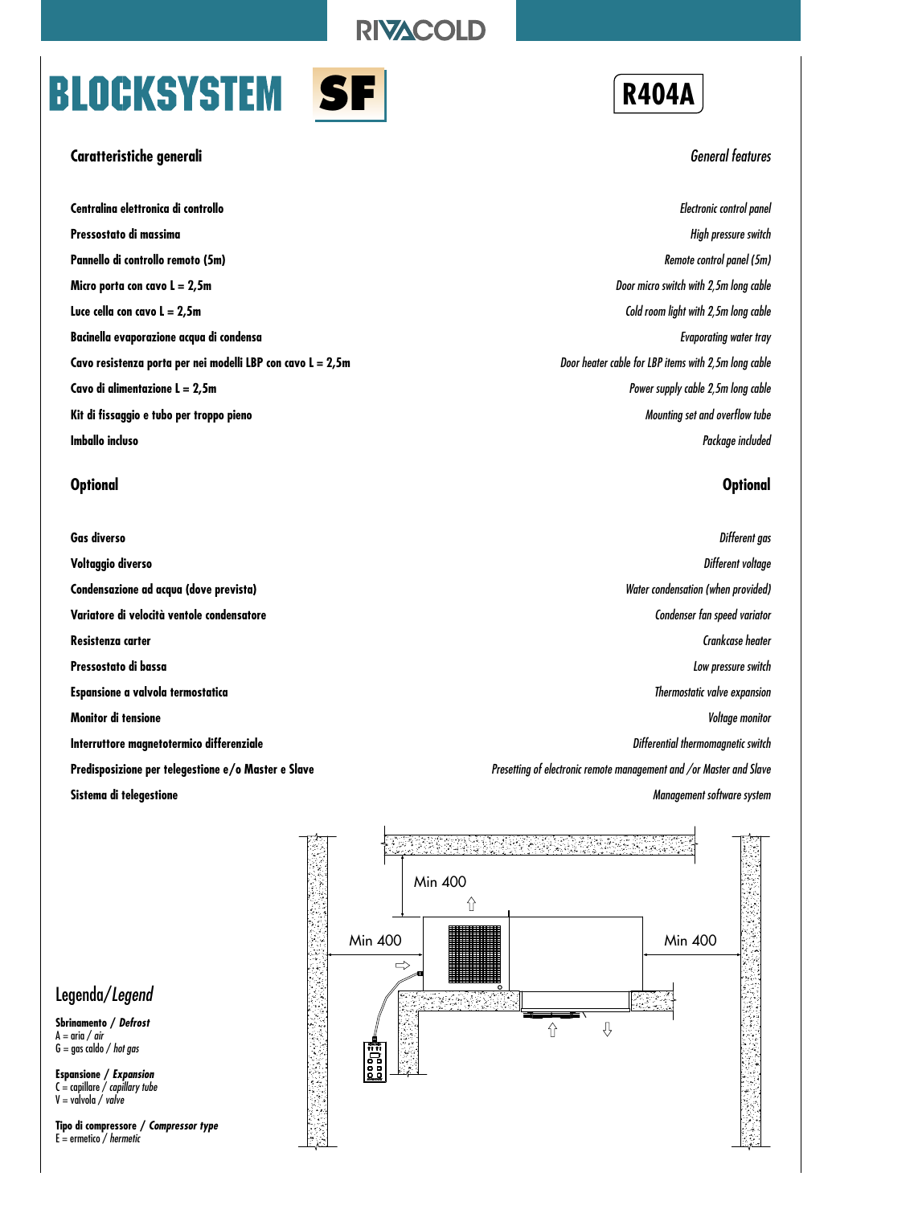# BLOCKSYSTEM SF

**R404A**

## Caratteristiche generali / *General features*

| Caratteristiche generali | General features |
|---|---|
| Centralina elettronica di controllo | *Electronic control panel* |
| Pressostato di massima | *High pressure switch* |
| Pannello di controllo remoto (5m) | *Remote control panel (5m)* |
| Micro porta con cavo L = 2,5m | *Door micro switch with 2,5m long cable* |
| Luce cella con cavo L = 2,5m | *Cold room light with 2,5m long cable* |
| Bacinella evaporazione acqua di condensa | *Evaporating water tray* |
| Cavo resistenza porta per nei modelli LBP con cavo L = 2,5m | *Door heater cable for LBP items with 2,5m long cable* |
| Cavo di alimentazione L = 2,5m | *Power supply cable 2,5m long cable* |
| Kit di fissaggio e tubo per troppo pieno | *Mounting set and overflow tube* |
| Imballo incluso | *Package included* |

## Optional / *Optional*

| Optional | Optional |
|---|---|
| Gas diverso | *Different gas* |
| Voltaggio diverso | *Different voltage* |
| Condensazione ad acqua (dove prevista) | *Water condensation (when provided)* |
| Variatore di velocità ventole condensatore | *Condenser fan speed variator* |
| Resistenza carter | *Crankcase heater* |
| Pressostato di bassa | *Low pressure switch* |
| Espansione a valvola termostatica | *Thermostatic valve expansion* |
| Monitor di tensione | *Voltage monitor* |
| Interruttore magnetotermico differenziale | *Differential thermomagnetic switch* |
| Predisposizione per telegestione e/o Master e Slave | *Presetting of electronic remote management and /or Master and Slave* |
| Sistema di telegestione | *Management software system* |

Min 400

Min 400

Min 400

## Legenda/*Legend*

**Sbrinamento / *Defrost***
A = aria / *air*
G = gas caldo / *hot gas*

**Espansione / *Expansion***
C = capillare / *capillary tube*
V = valvola / *valve*

**Tipo di compressore / *Compressor type***
E = ermetico / *hermetic*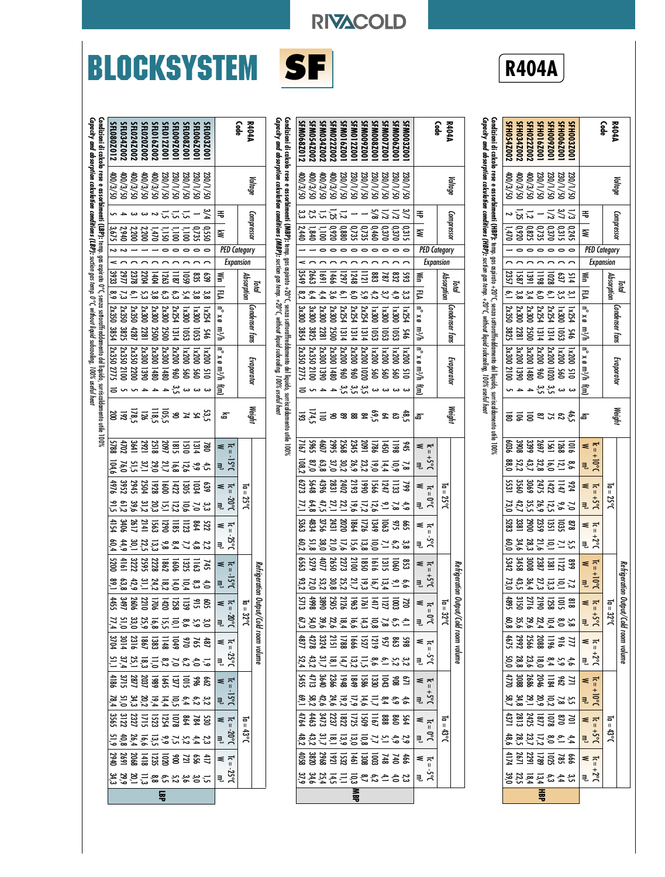# BLOCKSYSTEM SF

## R404A

### HBP

| R404A Code | Voltage | Compressor HP | Compressor kW | PED Category | Expansion | Total Absorption Win | Total Absorption FLA | Condenser fans n° x ø | Condenser fans m³/h | Evaporator n° x ø | Evaporator m³/h | Evaporator (fm) | Weight kg | Ta = 25°C Tc = +10°C W | Ta = 25°C Tc = +10°C m³ | Ta = 25°C Tc = +5°C W | Ta = 25°C Tc = +5°C m³ | Ta = 25°C Tc = +2°C W | Ta = 25°C Tc = +2°C m³ | Ta = 32°C Tc = +10°C W | Ta = 32°C Tc = +10°C m³ | Ta = 32°C Tc = +5°C W | Ta = 32°C Tc = +5°C m³ | Ta = 32°C Tc = +2°C W | Ta = 32°C Tc = +2°C m³ | Ta = 43°C Tc = +10°C W | Ta = 43°C Tc = +10°C m³ | Ta = 43°C Tc = +5°C W | Ta = 43°C Tc = +5°C m³ | Ta = 43°C Tc = +2°C W | Ta = 43°C Tc = +2°C m³ |
|---|---|---|---|---|---|---|---|---|---|---|---|---|---|---|---|---|---|---|---|---|---|---|---|---|---|---|---|---|---|---|---|
| SFH003Z001 | 230/1/50 | 1/3 | 0,245 | 0 | C | 514 | 3,1 | 1x254 | 546 | 1x200 | 510 | 3 | 46,5 | 1016 | 8,6 | 924 | 7,0 | 878 | 5,5 | 899 | 7,2 | 818 | 5,8 | 777 | 4,6 | 771 | 5,5 | 701 | 4,4 | 666 | 3,5 |
| SFH006Z001 | 230/1/50 | 3/7 | 0,315 | 0 | C | 637 | 3,5 | 1x300 | 1053 | 1x200 | 560 | 3 | 62 | 1268 | 12,1 | 1147 | 9,6 | 1035 | 7,1 | 1122 | 10,1 | 1015 | 8,0 | 916 | 5,9 | 962 | 7,8 | 870 | 6,1 | 785 | 4,4 |
| SFH009Z001 | 230/1/50 | 1/2 | 0,370 | 0 | C | 1028 | 6,5 | 2x254 | 1314 | 2x200 | 1020 | 3,5 | 75 | 1561 | 16,0 | 1422 | 12,5 | 1351 | 10,1 | 1381 | 13,3 | 1258 | 10,4 | 1196 | 8,4 | 1184 | 10,2 | 1078 | 8,0 | 1025 | 6,3 |
| SFH016Z001 | 230/1/50 | 1 | 0,735 | 0 | C | 1198 | 6,0 | 2x254 | 1314 | 2x200 | 960 | 3,5 | 87 | 2697 | 32,8 | 2475 | 26,9 | 2359 | 21,6 | 2387 | 27,3 | 2190 | 22,4 | 2088 | 18,0 | 2046 | 20,9 | 1877 | 17,2 | 1789 | 13,4 |
| SFH022Z002 | 400/3/50 | 1,2 | 0,825 | 0 | C | 1391 | 3,4 | 2x300 | 2500 | 3x200 | 1480 | 4 | 100 | 3399 | 43,7 | 3069 | 35,5 | 2900 | 28,3 | 3008 | 36,4 | 2716 | 29,6 | 2566 | 23,6 | 2686 | 29,1 | 2425 | 23,7 | 2291 | 18,4 |
| SFH034Z002 | 400/3/50 | 1,25 | 0,920 | 0 | C | 1587 | 3,8 | 2x300 | 2281 | 3x200 | 1390 | 4 | 106 | 3908 | 52,2 | 3560 | 42,7 | 3381 | 34,6 | 3458 | 43,5 | 3150 | 35,6 | 2992 | 28,8 | 3088 | 34,8 | 2813 | 28,5 | 2671 | 22,5 |
| SFH054Z002 | 400/3/50 | 2 | 1,470 | I | C | 2357 | 6,1 | 2x350 | 3825 | 3x300 | 2100 | 5 | 180 | 6036 | 88,0 | 5531 | 73,0 | 5283 | 60,0 | 5342 | 73,0 | 4895 | 60,8 | 4675 | 50,0 | 4770 | 58,7 | 4371 | 48,6 | 4174 | 39,0 |

**Condizioni di calcolo rese e assorbimenti (HBP):** temp. gas aspirato +20°C, senza sottoraffreddamento del liquido, surriscaldamento utile 100%
*Capacity and absorption calculation conditions (HBP): suction gas temp. +20°C, without liquid subcooling, 100% useful heat*

### MBP

| R404A Code | Voltage | Compressor HP | Compressor kW | PED Category | Expansion | Total Absorption Win | Total Absorption FLA | Condenser fans n° x ø | Condenser fans m³/h | Evaporator n° x ø | Evaporator m³/h | Evaporator (fm) | Weight kg | Ta = 25°C Tc = +5°C W | Ta = 25°C Tc = +5°C m³ | Ta = 25°C Tc = 0°C W | Ta = 25°C Tc = 0°C m³ | Ta = 25°C Tc = -5°C W | Ta = 25°C Tc = -5°C m³ | Ta = 32°C Tc = +5°C W | Ta = 32°C Tc = +5°C m³ | Ta = 32°C Tc = 0°C W | Ta = 32°C Tc = 0°C m³ | Ta = 32°C Tc = -5°C W | Ta = 32°C Tc = -5°C m³ | Ta = 43°C Tc = +5°C W | Ta = 43°C Tc = +5°C m³ | Ta = 43°C Tc = 0°C W | Ta = 43°C Tc = 0°C m³ | Ta = 43°C Tc = -5°C W | Ta = 43°C Tc = -5°C m³ |
|---|---|---|---|---|---|---|---|---|---|---|---|---|---|---|---|---|---|---|---|---|---|---|---|---|---|---|---|---|---|---|---|
| SFM003Z001 | 230/1/50 | 3/7 | 0,315 | 0 | C | 593 | 3,3 | 1x254 | 546 | 1x200 | 510 | 3 | 48,5 | 945 | 7,8 | 799 | 4,9 | 665 | 3,8 | 853 | 6,6 | 720 | 4,1 | 598 | 3,2 | 671 | 4,6 | 564 | 2,9 | 466 | 2,3 |
| SFM006Z001 | 230/1/50 | 1/2 | 0,370 | 0 | C | 832 | 4,9 | 1x300 | 1053 | 1x200 | 560 | 3 | 63 | 1198 | 10,9 | 1133 | 7,8 | 975 | 6,2 | 1060 | 9,1 | 1003 | 6,5 | 863 | 5,2 | 908 | 6,9 | 860 | 4,9 | 740 | 4,0 |
| SFM007Z001 | 230/1/50 | 1/2 | 0,370 | 0 | C | 787 | 3,7 | 1x300 | 1053 | 1x200 | 560 | 3 | 64 | 1450 | 14,4 | 1247 | 9,1 | 1063 | 7,1 | 1315 | 13,4 | 1127 | 7,8 | 957 | 6,1 | 1043 | 8,4 | 888 | 5,1 | 748 | 4,1 |
| SFM008Z001 | 230/1/50 | 5/8 | 0,460 | 0 | C | 883 | 4,2 | 1x300 | 1053 | 1x200 | 560 | 3 | 69,5 | 1786 | 19,0 | 1566 | 12,6 | 1349 | 10,0 | 1616 | 16,7 | 1417 | 10,8 | 1219 | 8,6 | 1330 | 11,7 | 1167 | 7,7 | 1003 | 6,2 |
| SFM009Z001 | 230/1/50 | 1 | 0,735 | 0 | C | 1121 | 5,9 | 2x254 | 1314 | 2x200 | 1020 | 3,5 | 84 | 2091 | 23,2 | 1990 | 17,2 | 1726 | 13,8 | 1850 | 19,3 | 1761 | 14,3 | 1527 | 11,5 | 1586 | 14,6 | 1509 | 10,8 | 1308 | 8,7 |
| SFM012Z001 | 230/1/50 | 1 | 0,735 | 0 | C | 1248 | 6,0 | 2x254 | 1314 | 2x200 | 960 | 3,5 | 88 | 2345 | 26,9 | 2193 | 19,6 | 1864 | 15,6 | 2100 | 21,7 | 1963 | 16,6 | 1666 | 13,2 | 1849 | 17,9 | 1725 | 13,0 | 1461 | 10,3 |
| SFM016Z001 | 230/1/50 | 1,2 | 0,880 | 0 | C | 1297 | 6,1 | 2x254 | 1314 | 2x200 | 960 | 3,5 | 88 | 2568 | 30,2 | 2402 | 22,1 | 2020 | 17,6 | 2273 | 25,2 | 2126 | 18,4 | 1788 | 14,7 | 1948 | 19,2 | 1822 | 13,9 | 1532 | 11,1 |
| SFM022Z002 | 400/3/50 | 1,25 | 0,920 | 0 | C | 1466 | 3,6 | 2x300 | 2500 | 3x200 | 1480 | 4 | 98 | 2995 | 37,0 | 2831 | 27,1 | 2431 | 21,0 | 2650 | 30,8 | 2505 | 22,6 | 2151 | 18,1 | 2366 | 24,6 | 2237 | 18,1 | 1921 | 14,5 |
| SFM034Z002 | 400/3/50 | 1,5 | 1,100 | 0 | C | 1691 | 4,4 | 2x300 | 2281 | 3x200 | 1390 | 4 | 110 | 4607 | 63,8 | 4396 | 47,5 | 3756 | 38,0 | 4077 | 53,2 | 3890 | 39,6 | 3324 | 31,7 | 3640 | 42,6 | 3473 | 31,7 | 2968 | 25,4 |
| SFM054Z002 | 400/3/50 | 2,5 | 1,840 | I | C | 2663 | 6,4 | 3x300 | 3825 | 2x350 | 2100 | 5 | 174,5 | 5965 | 87,0 | 5648 | 64,8 | 4834 | 51,8 | 5279 | 72,0 | 4998 | 54,0 | 4278 | 43,2 | 4713 | 58,2 | 4463 | 43,2 | 3820 | 34,6 |
| SFM068Z012 | 400/3/50 | 3,3 | 2,440 | I | V | 3549 | 8,2 | 3x300 | 3854 | 2x350 | 2775 | 10 | 193 | 7167 | 108,2 | 6273 | 77,1 | 5363 | 60,2 | 6563 | 93,2 | 5713 | 67,3 | 4877 | 52,4 | 5455 | 69,1 | 4764 | 48,2 | 4058 | 37,9 |

**Condizioni di calcolo rese e assorbimenti (MBP):** temp. gas aspirato +20°C, senza sottoraffreddamento del liquido, surriscaldamento utile 100%
*Capacity and absorption calculation conditions (MBP): suction gas temp. +20°C, without liquid subcooling, 100% useful heat*

### LBP

| R404A Code | Voltage | Compressor HP | Compressor kW | PED Category | Expansion | Total Absorption Win | Total Absorption FLA | Condenser fans n° x ø | Condenser fans m³/h | Evaporator n° x ø | Evaporator m³/h | Evaporator (fm) | Weight kg | Ta = 25°C Tc = -15°C W | Ta = 25°C Tc = -15°C m³ | Ta = 25°C Tc = -20°C W | Ta = 25°C Tc = -20°C m³ | Ta = 25°C Tc = -25°C W | Ta = 25°C Tc = -25°C m³ | Ta = 32°C Tc = -15°C W | Ta = 32°C Tc = -15°C m³ | Ta = 32°C Tc = -20°C W | Ta = 32°C Tc = -20°C m³ | Ta = 32°C Tc = -25°C W | Ta = 32°C Tc = -25°C m³ | Ta = 43°C Tc = -15°C W | Ta = 43°C Tc = -15°C m³ | Ta = 43°C Tc = -20°C W | Ta = 43°C Tc = -20°C m³ | Ta = 43°C Tc = -25°C W | Ta = 43°C Tc = -25°C m³ |
|---|---|---|---|---|---|---|---|---|---|---|---|---|---|---|---|---|---|---|---|---|---|---|---|---|---|---|---|---|---|---|---|
| SFL003Z001 | 230/1/50 | 3/4 | 0,550 | 0 | C | 639 | 3,8 | 1x254 | 546 | 1x200 | 510 | 3 | 53,5 | 780 | 4,5 | 639 | 3,3 | 522 | 2,2 | 745 | 4,0 | 605 | 3,0 | 487 | 1,9 | 662 | 3,2 | 530 | 2,3 | 417 | 1,5 |
| SFL006Z001 | 230/1/50 | 1 | 0,735 | 0 | C | 835 | 3,8 | 1x300 | 1053 | 1x200 | 560 | 3 | 54 | 1314 | 9,9 | 1034 | 7,0 | 864 | 4,8 | 1163 | 8,3 | 915 | 5,9 | 765 | 4,0 | 996 | 6,2 | 784 | 4,4 | 656 | 3,0 |
| SFL008Z001 | 230/1/50 | 1,5 | 1,100 | 0 | C | 1059 | 5,4 | 1x300 | 1053 | 1x200 | 560 | 3 | 74 | 1510 | 12,6 | 1305 | 10,6 | 1123 | 7,7 | 1325 | 10,4 | 1139 | 8,6 | 970 | 6,2 | 1015 | 6,4 | 864 | 5,2 | 721 | 3,6 |
| SFL009Z001 | 230/1/50 | 1,5 | 1,100 | 0 | C | 1187 | 6,3 | 2x254 | 1314 | 2x200 | 960 | 3,5 | 90 | 1815 | 16,8 | 1422 | 12,2 | 1185 | 8,4 | 1606 | 14,0 | 1258 | 10,1 | 1049 | 7,0 | 1377 | 10,5 | 1078 | 7,5 | 900 | 5,2 |
| SFL012Z001 | 230/1/50 | 1,5 | 1,150 | 0 | C | 1263 | 6,3 | 2x254 | 1314 | 2x200 | 960 | 3,5 | 105,5 | 2097 | 21,7 | 1600 | 15,1 | 1290 | 9,8 | 1862 | 18,2 | 1420 | 15,5 | 1148 | 8,2 | 1645 | 14,4 | 1254 | 9,9 | 1020 | 6,5 |
| SFL016Z002 | 400/3/50 | 2 | 1,470 | 0 | C | 1404 | 3,8 | 2x300 | 2500 | 2x300 | 1480 | 4 | 118,5 | 2518 | 29,0 | 1928 | 20,3 | 1563 | 13,3 | 2228 | 24,2 | 1706 | 16,8 | 1383 | 11,0 | 1989 | 19,4 | 1523 | 13,5 | 1235 | 8,8 |
| SFL020Z002 | 400/3/50 | 2 | 2,200 | I | C | 2204 | 5,3 | 2x300 | 2281 | 2x300 | 1390 | 4 | 126 | 2921 | 37,1 | 2504 | 31,2 | 2141 | 22,5 | 2595 | 31,1 | 2210 | 25,9 | 1867 | 18,3 | 2037 | 20,2 | 1715 | 16,6 | 1418 | 11,3 |
| SFL024Z002 | 400/3/50 | 3 | 2,200 | I | C | 2378 | 6,1 | 2x350 | 4287 | 2x350 | 2200 | 5 | 178,5 | 3641 | 51,5 | 2945 | 39,6 | 2617 | 30,1 | 3222 | 42,9 | 2606 | 33,0 | 2316 | 25,1 | 2877 | 34,3 | 2327 | 26,4 | 2068 | 20,1 |
| SFL034Z002 | 400/3/50 | 4 | 2,940 | II | C | 2977 | 7,3 | 2x350 | 3825 | 2x350 | 2100 | 5 | 192 | 4702 | 76,0 | 3952 | 61,2 | 3406 | 44,9 | 4161 | 63,8 | 3497 | 51,0 | 3014 | 37,4 | 3715 | 51,0 | 3122 | 40,8 | 2691 | 29,9 |
| SFL080Z012 | 400/3/50 | 5 | 3,675 | II | V | 3933 | 8,9 | 2x350 | 3854 | 2x350 | 2775 | 10 | 200 | 5788 | 104,6 | 4976 | 91,5 | 4154 | 60,4 | 5200 | 89,1 | 4455 | 77,4 | 3704 | 51,1 | 4186 | 78,4 | 3565 | 51,9 | 2940 | 34,3 |

**Condizioni di calcolo rese e assorbimenti (LBP):** temp. gas aspirato 0°C senza sottoraffreddamento del liquido, surriscaldamento utile 100%
*Capacity and absorption calculation conditions (LBP): suction gas temp. 0°C, without liquid subcooling, 100% useful heat*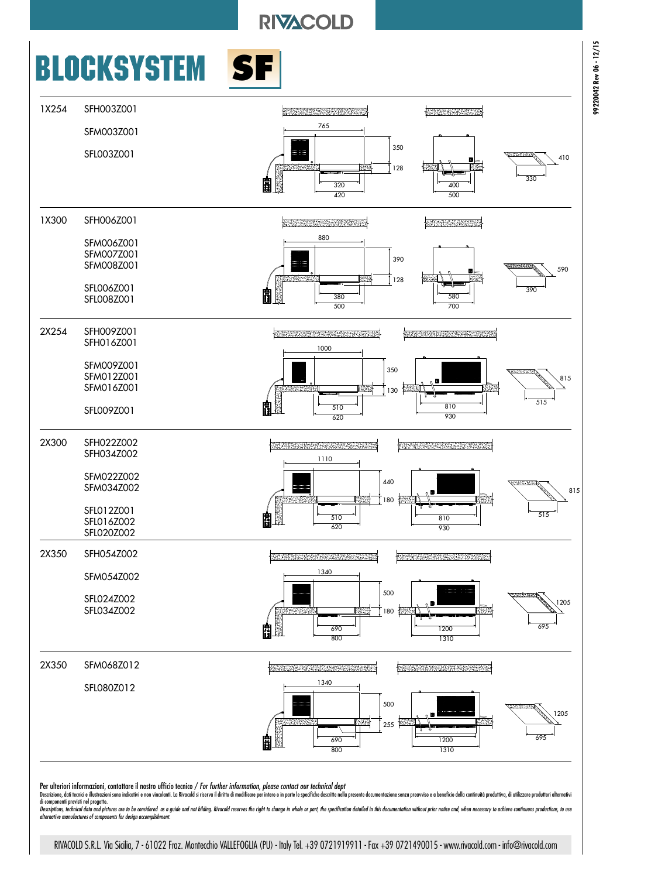# BLOCKSYSTEM SF

## 1X254

SFH003Z001

SFM003Z001

SFL003Z001

765
350
128
320
420
400
500
410
330

## 1X300

SFH006Z001

SFM006Z001
SFM007Z001
SFM008Z001

SFL006Z001
SFL008Z001

880
390
128
380
500
580
700
590
390

## 2X254

SFH009Z001
SFH016Z001

SFM009Z001
SFM012Z001
SFM016Z001

SFL009Z001

1000
350
130
510
620
810
930
815
515

## 2X300

SFH022Z002
SFH034Z002

SFM022Z002
SFM034Z002

SFL012Z002
SFL016Z002
SFL020Z002

1110
440
180
510
620
810
930
815
515

## 2X350

SFH054Z002

SFM054Z002

SFL024Z002
SFL034Z002

1340
500
180
690
800
1200
1310
1205
695

## 2X350

SFM068Z012

SFL080Z012

1340
500
255
690
800
1200
1310
1205
695

Per ulteriori informazioni, contattare il nostro ufficio tecnico / *For further information, please contact our technical dept*

Descrizione, dati tecnici e illustrazioni sono indicativi e non vincolanti. La Rivacold si riserva il diritto di modificare per intero o in parte le specifiche descritte nella presente documentazione senza preavviso e a beneficio della continuità produttiva, di utilizzare produttori alternativi di componenti previsti nel progetto.

*Descriptions, technical data and pictures are to be considered as a guide and not bilding. Rivacold reserves the right to change in whole or part, the specification detailed in this documentation without prior notice and, when necessary to achieve continuous productions, to use alternative manufactures of components for design accomplishment.*

RIVACOLD S.R.L. Via Sicilia, 7 - 61022 Fraz. Montecchio VALLEFOGLIA (PU) - Italy Tel. +39 0721919911 - Fax +39 0721490015 - www.rivacold.com - info@rivacold.com